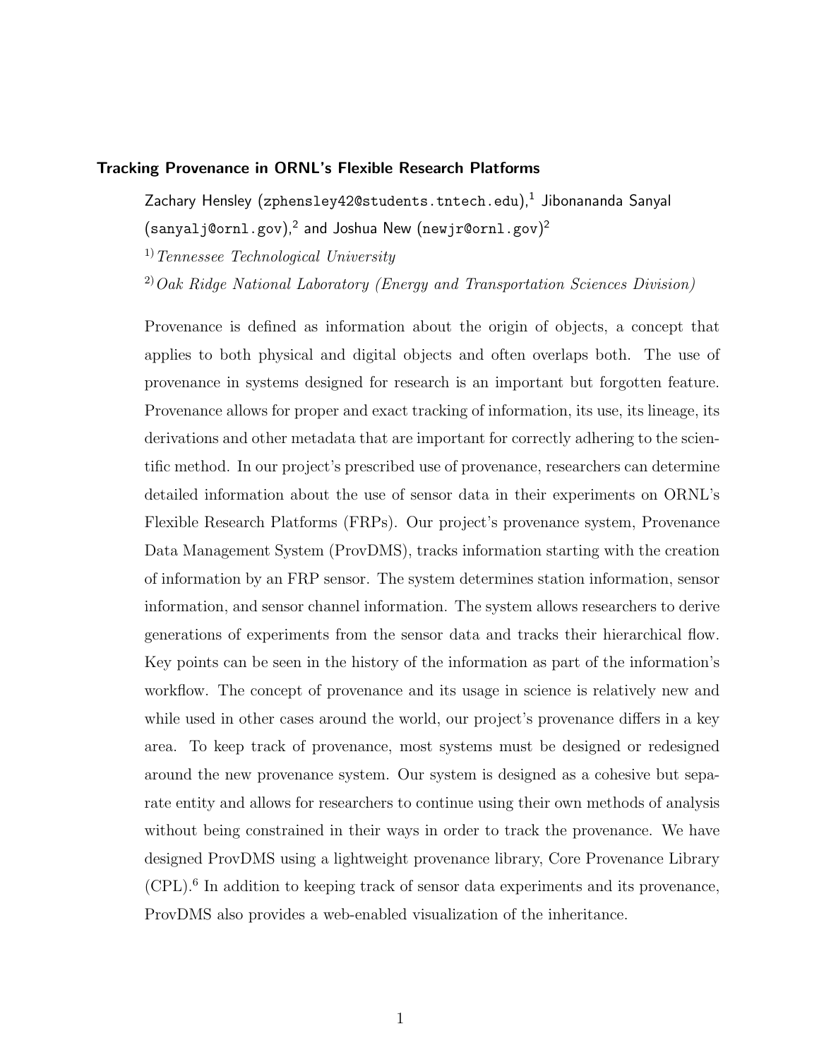## Tracking Provenance in ORNL's Flexible Research Platforms

Zachary Hensley (zphensley42@students.tntech.edu),[1] Jibonananda Sanyal (sanyalj@ornl.gov),[2] and Joshua New (newjr@ornl.gov)[2]

[1] *Tennessee Technological University*

[2] *Oak Ridge National Laboratory (Energy and Transportation Sciences Division)*

Provenance is defined as information about the origin of objects, a concept that applies to both physical and digital objects and often overlaps both. The use of provenance in systems designed for research is an important but forgotten feature. Provenance allows for proper and exact tracking of information, its use, its lineage, its derivations and other metadata that are important for correctly adhering to the scientific method. In our project's prescribed use of provenance, researchers can determine detailed information about the use of sensor data in their experiments on ORNL's Flexible Research Platforms (FRPs). Our project's provenance system, Provenance Data Management System (ProvDMS), tracks information starting with the creation of information by an FRP sensor. The system determines station information, sensor information, and sensor channel information. The system allows researchers to derive generations of experiments from the sensor data and tracks their hierarchical flow. Key points can be seen in the history of the information as part of the information's workflow. The concept of provenance and its usage in science is relatively new and while used in other cases around the world, our project's provenance differs in a key area. To keep track of provenance, most systems must be designed or redesigned around the new provenance system. Our system is designed as a cohesive but separate entity and allows for researchers to continue using their own methods of analysis without being constrained in their ways in order to track the provenance. We have designed ProvDMS using a lightweight provenance library, Core Provenance Library (CPL).[6] In addition to keeping track of sensor data experiments and its provenance, ProvDMS also provides a web-enabled visualization of the inheritance.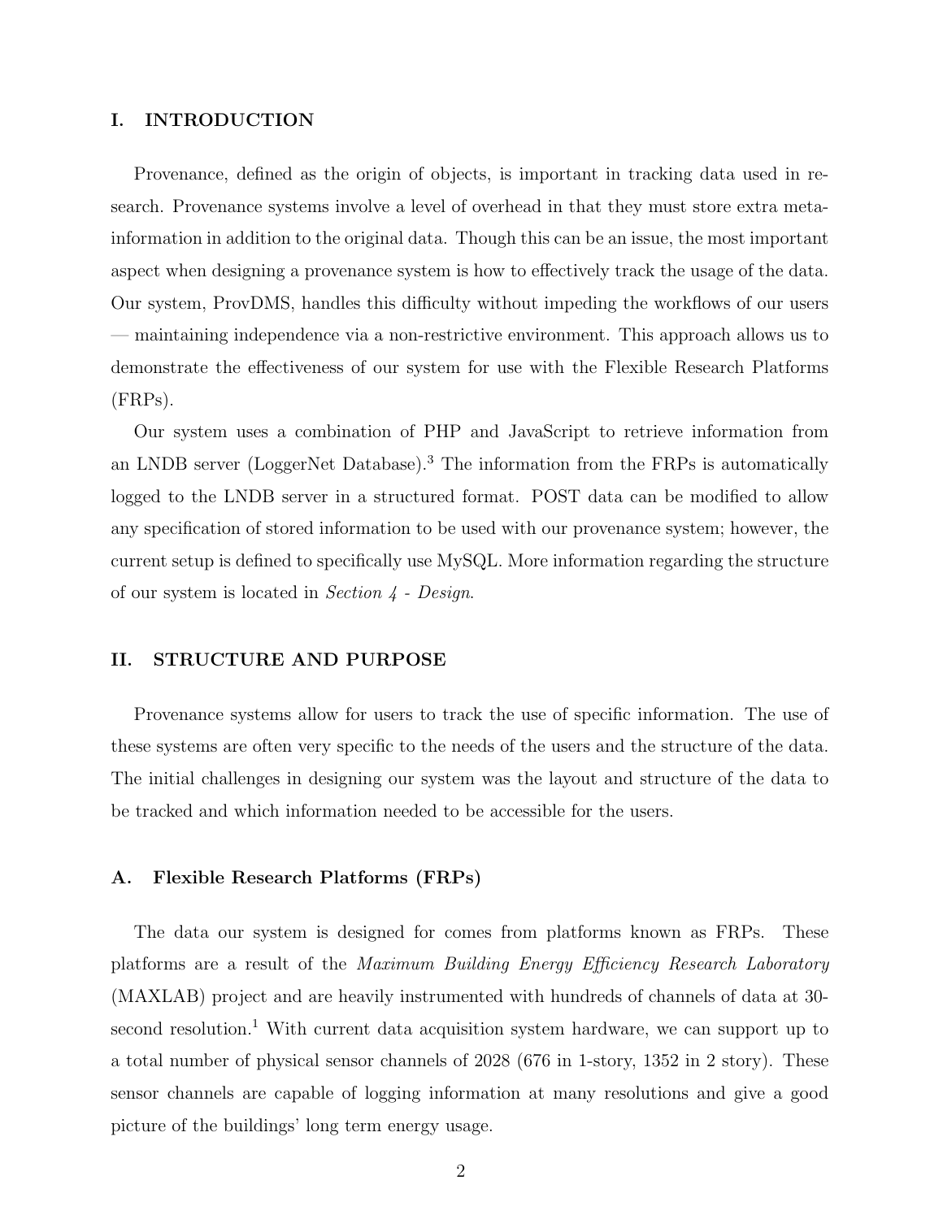## I. INTRODUCTION

Provenance, defined as the origin of objects, is important in tracking data used in research. Provenance systems involve a level of overhead in that they must store extra meta-information in addition to the original data. Though this can be an issue, the most important aspect when designing a provenance system is how to effectively track the usage of the data. Our system, ProvDMS, handles this difficulty without impeding the workflows of our users — maintaining independence via a non-restrictive environment. This approach allows us to demonstrate the effectiveness of our system for use with the Flexible Research Platforms (FRPs).

Our system uses a combination of PHP and JavaScript to retrieve information from an LNDB server (LoggerNet Database).[3] The information from the FRPs is automatically logged to the LNDB server in a structured format. POST data can be modified to allow any specification of stored information to be used with our provenance system; however, the current setup is defined to specifically use MySQL. More information regarding the structure of our system is located in *Section 4 - Design*.

## II. STRUCTURE AND PURPOSE

Provenance systems allow for users to track the use of specific information. The use of these systems are often very specific to the needs of the users and the structure of the data. The initial challenges in designing our system was the layout and structure of the data to be tracked and which information needed to be accessible for the users.

### A. Flexible Research Platforms (FRPs)

The data our system is designed for comes from platforms known as FRPs. These platforms are a result of the *Maximum Building Energy Efficiency Research Laboratory* (MAXLAB) project and are heavily instrumented with hundreds of channels of data at 30-second resolution.[1] With current data acquisition system hardware, we can support up to a total number of physical sensor channels of 2028 (676 in 1-story, 1352 in 2 story). These sensor channels are capable of logging information at many resolutions and give a good picture of the buildings' long term energy usage.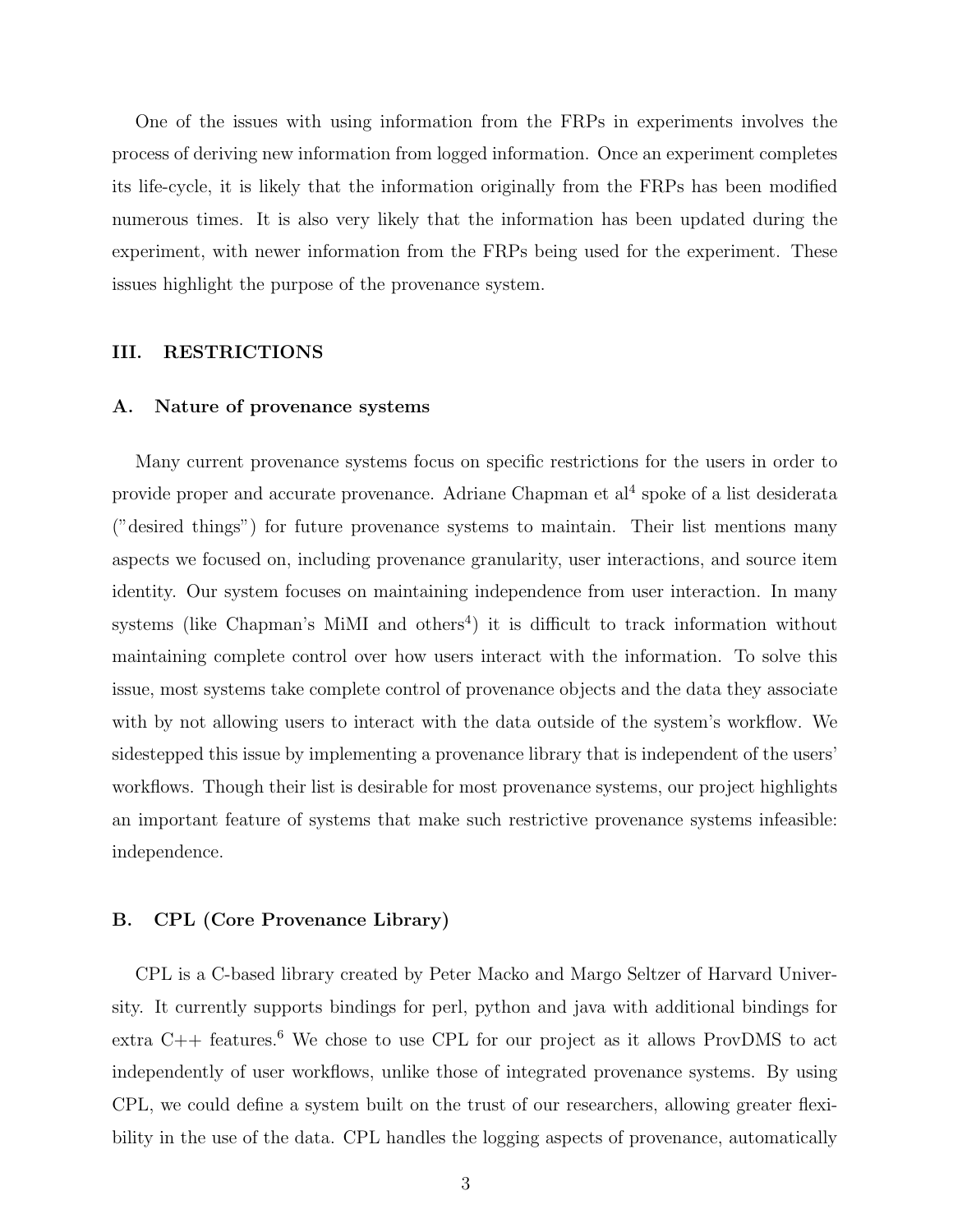One of the issues with using information from the FRPs in experiments involves the process of deriving new information from logged information. Once an experiment completes its life-cycle, it is likely that the information originally from the FRPs has been modified numerous times. It is also very likely that the information has been updated during the experiment, with newer information from the FRPs being used for the experiment. These issues highlight the purpose of the provenance system.

## III. RESTRICTIONS

### A. Nature of provenance systems

Many current provenance systems focus on specific restrictions for the users in order to provide proper and accurate provenance. Adriane Chapman et al[4] spoke of a list desiderata ("desired things") for future provenance systems to maintain. Their list mentions many aspects we focused on, including provenance granularity, user interactions, and source item identity. Our system focuses on maintaining independence from user interaction. In many systems (like Chapman's MiMI and others[4]) it is difficult to track information without maintaining complete control over how users interact with the information. To solve this issue, most systems take complete control of provenance objects and the data they associate with by not allowing users to interact with the data outside of the system's workflow. We sidestepped this issue by implementing a provenance library that is independent of the users' workflows. Though their list is desirable for most provenance systems, our project highlights an important feature of systems that make such restrictive provenance systems infeasible: independence.

### B. CPL (Core Provenance Library)

CPL is a C-based library created by Peter Macko and Margo Seltzer of Harvard University. It currently supports bindings for perl, python and java with additional bindings for extra C++ features.[6] We chose to use CPL for our project as it allows ProvDMS to act independently of user workflows, unlike those of integrated provenance systems. By using CPL, we could define a system built on the trust of our researchers, allowing greater flexibility in the use of the data. CPL handles the logging aspects of provenance, automatically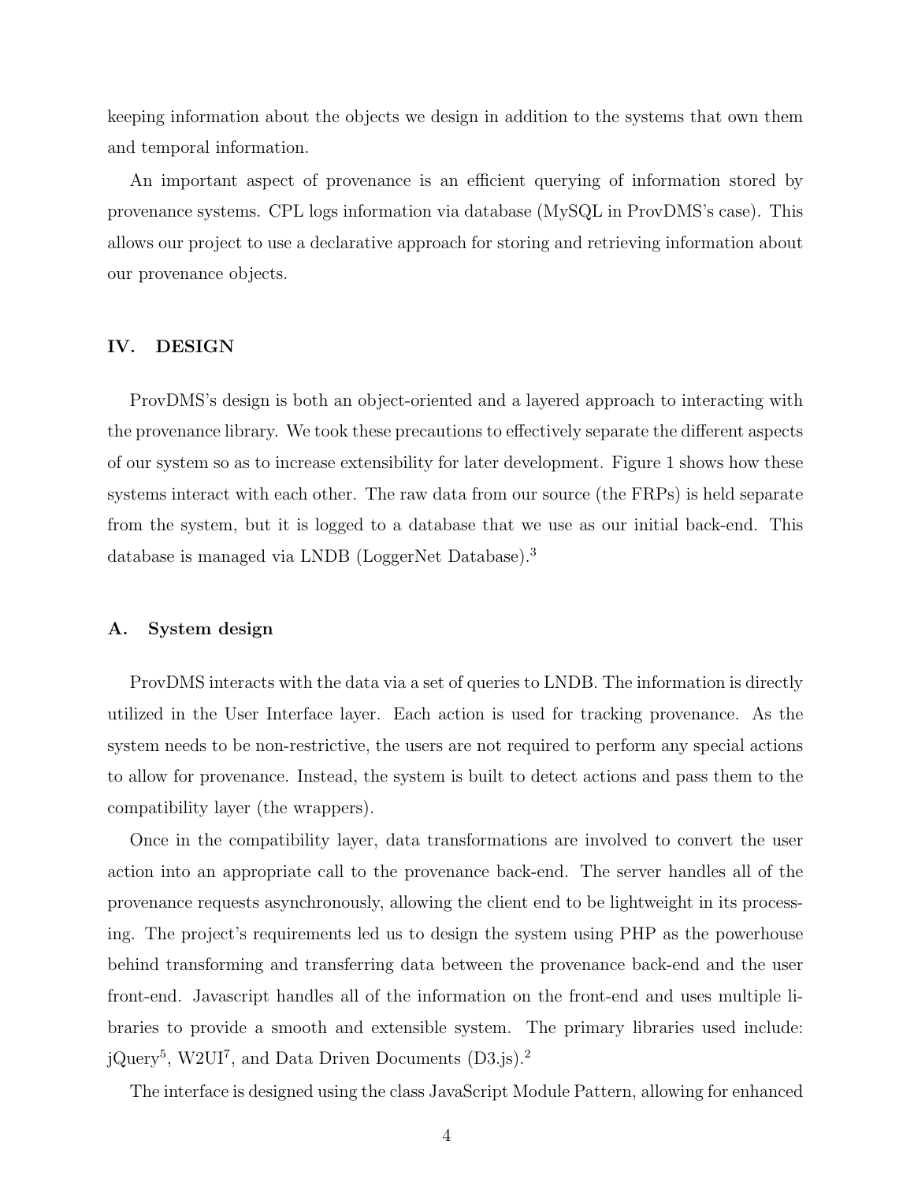keeping information about the objects we design in addition to the systems that own them and temporal information.

An important aspect of provenance is an efficient querying of information stored by provenance systems. CPL logs information via database (MySQL in ProvDMS's case). This allows our project to use a declarative approach for storing and retrieving information about our provenance objects.

## IV. DESIGN

ProvDMS's design is both an object-oriented and a layered approach to interacting with the provenance library. We took these precautions to effectively separate the different aspects of our system so as to increase extensibility for later development. Figure 1 shows how these systems interact with each other. The raw data from our source (the FRPs) is held separate from the system, but it is logged to a database that we use as our initial back-end. This database is managed via LNDB (LoggerNet Database).[3]

### A. System design

ProvDMS interacts with the data via a set of queries to LNDB. The information is directly utilized in the User Interface layer. Each action is used for tracking provenance. As the system needs to be non-restrictive, the users are not required to perform any special actions to allow for provenance. Instead, the system is built to detect actions and pass them to the compatibility layer (the wrappers).

Once in the compatibility layer, data transformations are involved to convert the user action into an appropriate call to the provenance back-end. The server handles all of the provenance requests asynchronously, allowing the client end to be lightweight in its processing. The project's requirements led us to design the system using PHP as the powerhouse behind transforming and transferring data between the provenance back-end and the user front-end. Javascript handles all of the information on the front-end and uses multiple libraries to provide a smooth and extensible system. The primary libraries used include: jQuery[5], W2UI[7], and Data Driven Documents (D3.js).[2]

The interface is designed using the class JavaScript Module Pattern, allowing for enhanced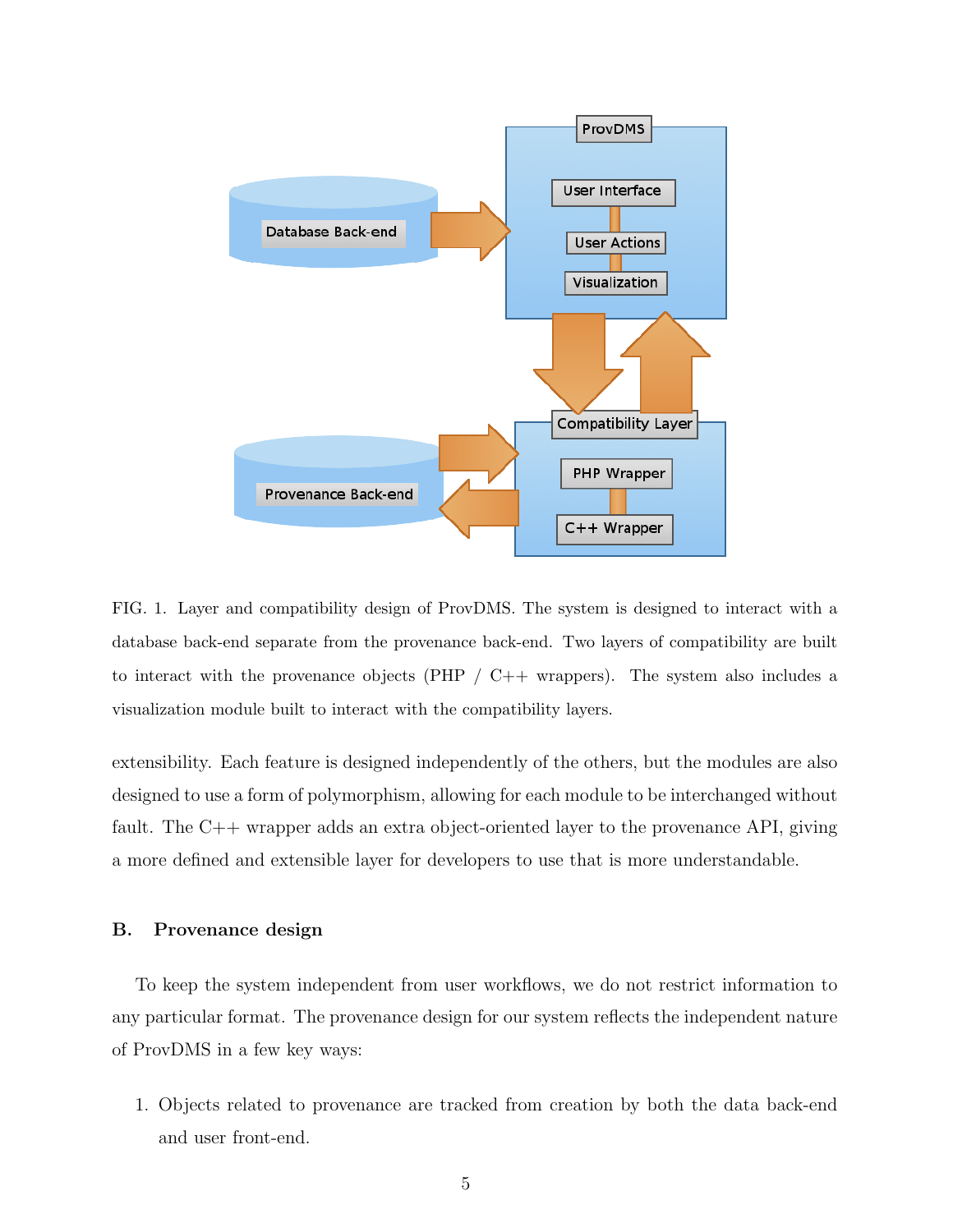FIG. 1. Layer and compatibility design of ProvDMS. The system is designed to interact with a database back-end separate from the provenance back-end. Two layers of compatibility are built to interact with the provenance objects (PHP / C++ wrappers). The system also includes a visualization module built to interact with the compatibility layers.

extensibility. Each feature is designed independently of the others, but the modules are also designed to use a form of polymorphism, allowing for each module to be interchanged without fault. The C++ wrapper adds an extra object-oriented layer to the provenance API, giving a more defined and extensible layer for developers to use that is more understandable.

### B. Provenance design

To keep the system independent from user workflows, we do not restrict information to any particular format. The provenance design for our system reflects the independent nature of ProvDMS in a few key ways:

1. Objects related to provenance are tracked from creation by both the data back-end and user front-end.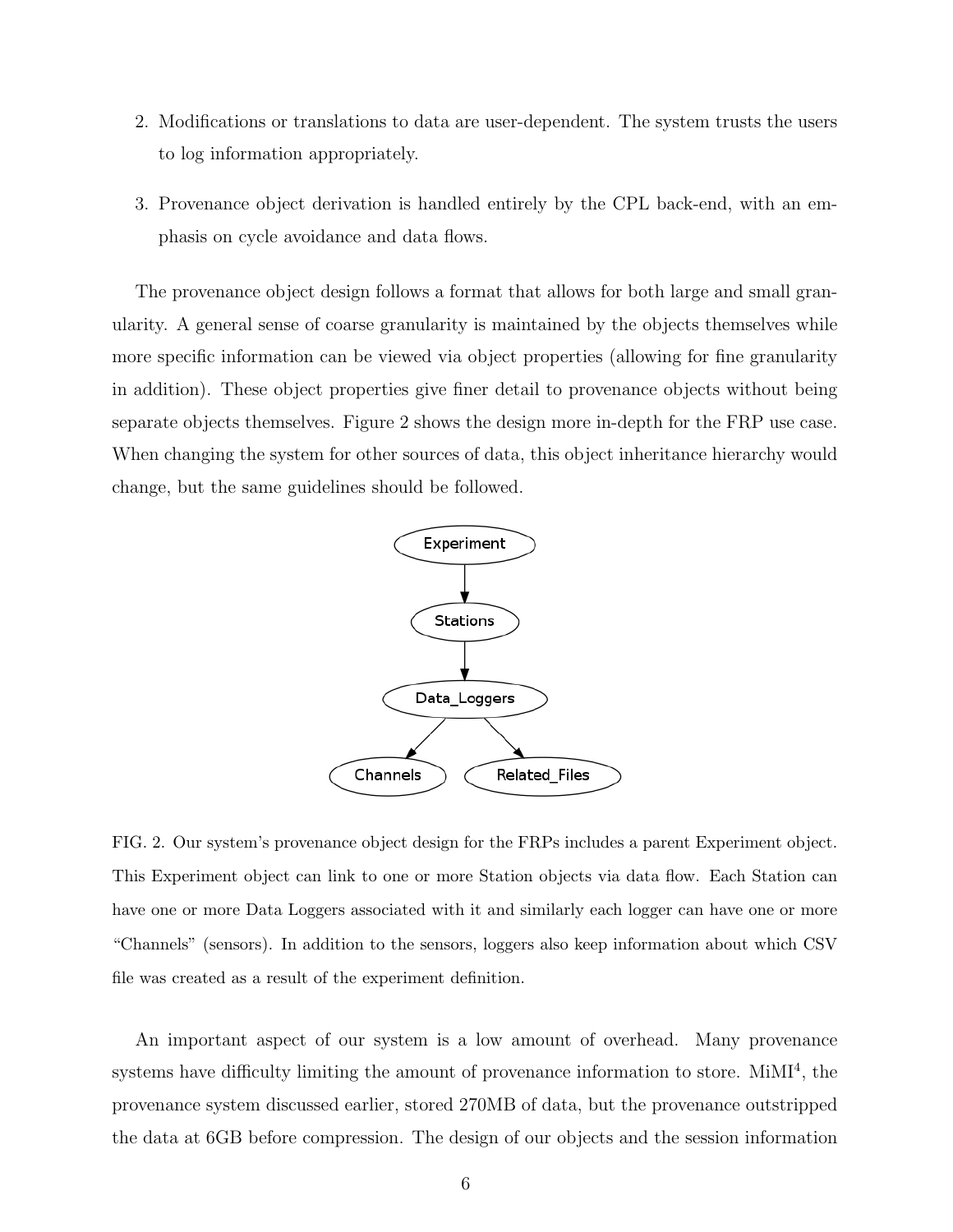2. Modifications or translations to data are user-dependent. The system trusts the users to log information appropriately.

3. Provenance object derivation is handled entirely by the CPL back-end, with an emphasis on cycle avoidance and data flows.

The provenance object design follows a format that allows for both large and small granularity. A general sense of coarse granularity is maintained by the objects themselves while more specific information can be viewed via object properties (allowing for fine granularity in addition). These object properties give finer detail to provenance objects without being separate objects themselves. Figure 2 shows the design more in-depth for the FRP use case. When changing the system for other sources of data, this object inheritance hierarchy would change, but the same guidelines should be followed.

FIG. 2. Our system's provenance object design for the FRPs includes a parent Experiment object. This Experiment object can link to one or more Station objects via data flow. Each Station can have one or more Data Loggers associated with it and similarly each logger can have one or more "Channels" (sensors). In addition to the sensors, loggers also keep information about which CSV file was created as a result of the experiment definition.

An important aspect of our system is a low amount of overhead. Many provenance systems have difficulty limiting the amount of provenance information to store. MiMI[4], the provenance system discussed earlier, stored 270MB of data, but the provenance outstripped the data at 6GB before compression. The design of our objects and the session information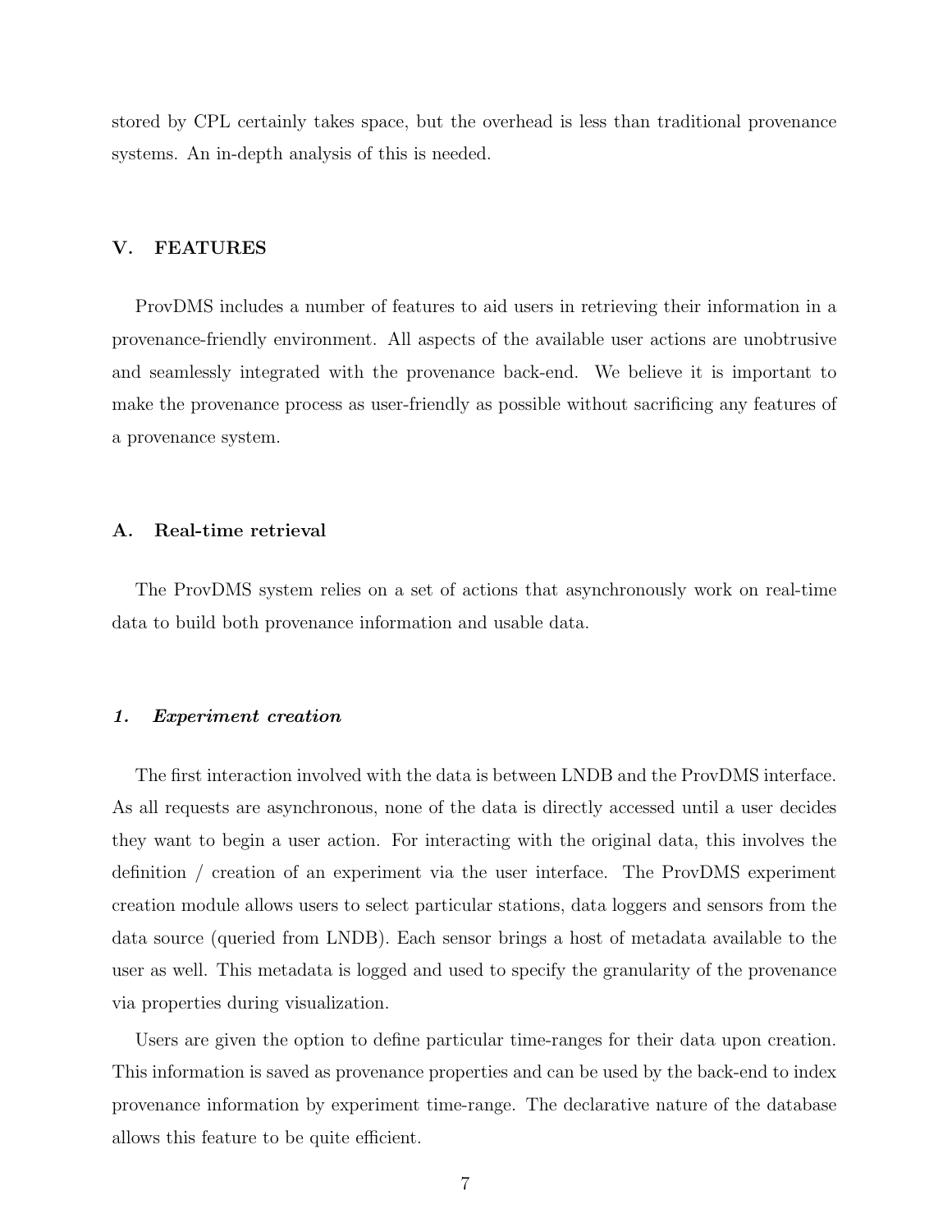stored by CPL certainly takes space, but the overhead is less than traditional provenance systems. An in-depth analysis of this is needed.

## V. FEATURES

ProvDMS includes a number of features to aid users in retrieving their information in a provenance-friendly environment. All aspects of the available user actions are unobtrusive and seamlessly integrated with the provenance back-end. We believe it is important to make the provenance process as user-friendly as possible without sacrificing any features of a provenance system.

### A. Real-time retrieval

The ProvDMS system relies on a set of actions that asynchronously work on real-time data to build both provenance information and usable data.

#### *1. Experiment creation*

The first interaction involved with the data is between LNDB and the ProvDMS interface. As all requests are asynchronous, none of the data is directly accessed until a user decides they want to begin a user action. For interacting with the original data, this involves the definition / creation of an experiment via the user interface. The ProvDMS experiment creation module allows users to select particular stations, data loggers and sensors from the data source (queried from LNDB). Each sensor brings a host of metadata available to the user as well. This metadata is logged and used to specify the granularity of the provenance via properties during visualization.

Users are given the option to define particular time-ranges for their data upon creation. This information is saved as provenance properties and can be used by the back-end to index provenance information by experiment time-range. The declarative nature of the database allows this feature to be quite efficient.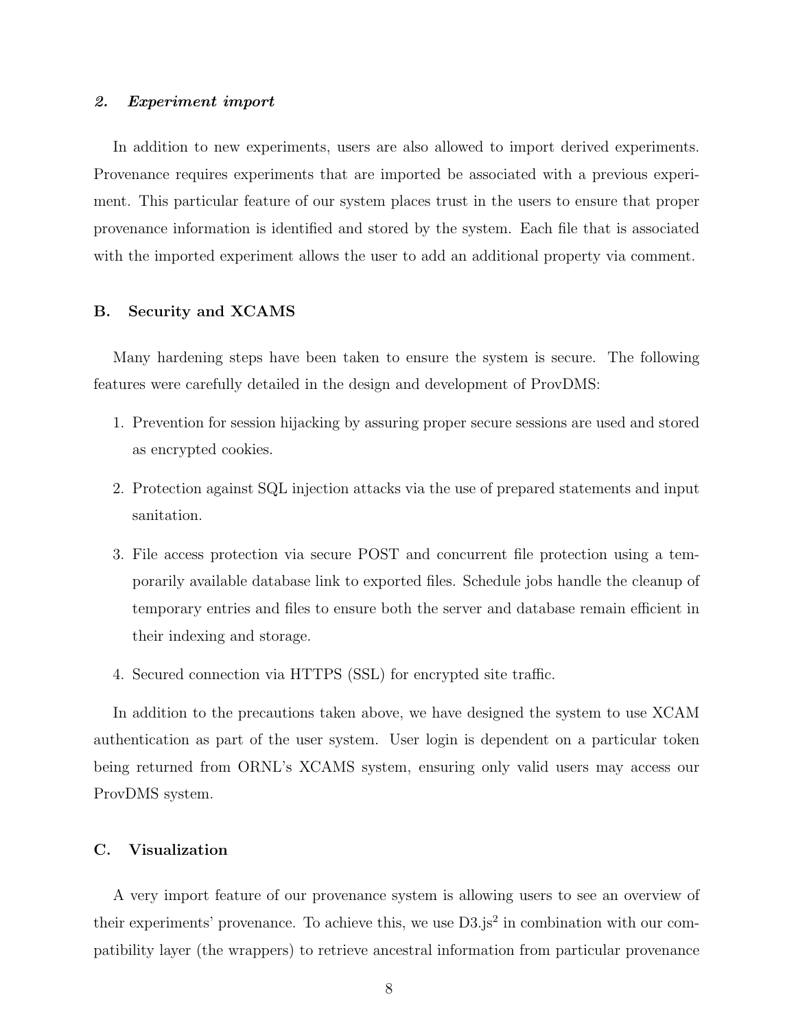#### *2. Experiment import*

In addition to new experiments, users are also allowed to import derived experiments. Provenance requires experiments that are imported be associated with a previous experiment. This particular feature of our system places trust in the users to ensure that proper provenance information is identified and stored by the system. Each file that is associated with the imported experiment allows the user to add an additional property via comment.

### B. Security and XCAMS

Many hardening steps have been taken to ensure the system is secure. The following features were carefully detailed in the design and development of ProvDMS:

1. Prevention for session hijacking by assuring proper secure sessions are used and stored as encrypted cookies.
2. Protection against SQL injection attacks via the use of prepared statements and input sanitation.
3. File access protection via secure POST and concurrent file protection using a temporarily available database link to exported files. Schedule jobs handle the cleanup of temporary entries and files to ensure both the server and database remain efficient in their indexing and storage.
4. Secured connection via HTTPS (SSL) for encrypted site traffic.

In addition to the precautions taken above, we have designed the system to use XCAM authentication as part of the user system. User login is dependent on a particular token being returned from ORNL's XCAMS system, ensuring only valid users may access our ProvDMS system.

### C. Visualization

A very import feature of our provenance system is allowing users to see an overview of their experiments' provenance. To achieve this, we use D3.js[2] in combination with our compatibility layer (the wrappers) to retrieve ancestral information from particular provenance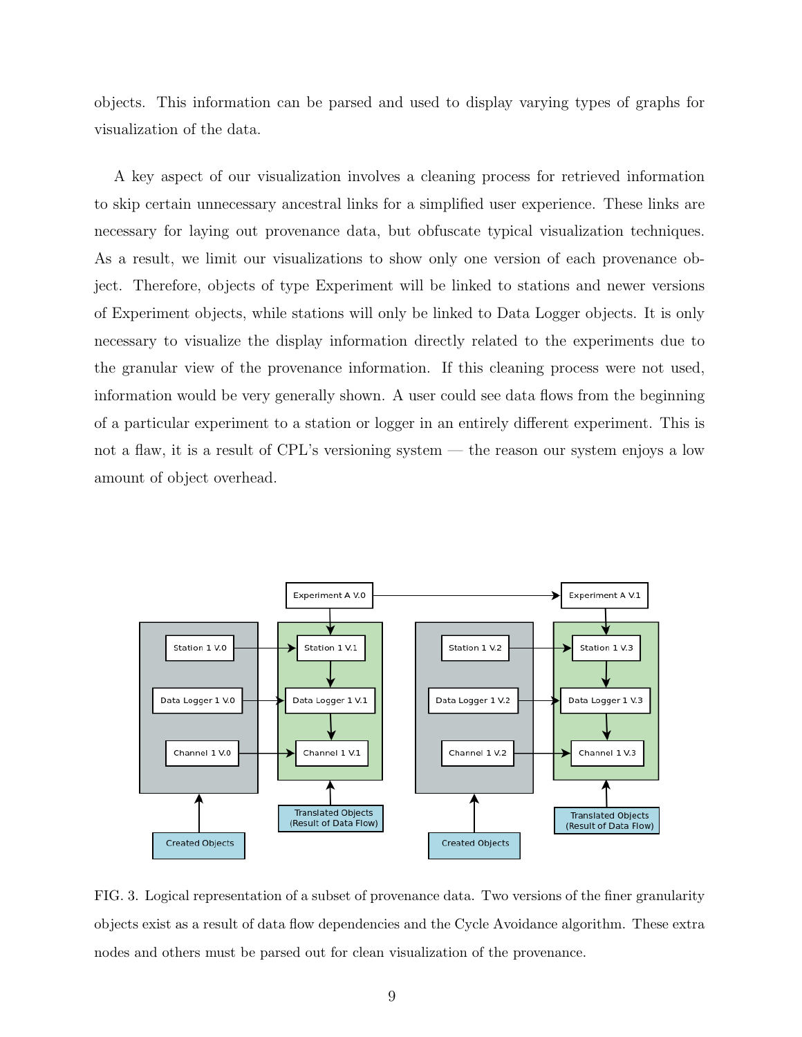objects. This information can be parsed and used to display varying types of graphs for visualization of the data.

A key aspect of our visualization involves a cleaning process for retrieved information to skip certain unnecessary ancestral links for a simplified user experience. These links are necessary for laying out provenance data, but obfuscate typical visualization techniques. As a result, we limit our visualizations to show only one version of each provenance object. Therefore, objects of type Experiment will be linked to stations and newer versions of Experiment objects, while stations will only be linked to Data Logger objects. It is only necessary to visualize the display information directly related to the experiments due to the granular view of the provenance information. If this cleaning process were not used, information would be very generally shown. A user could see data flows from the beginning of a particular experiment to a station or logger in an entirely different experiment. This is not a flaw, it is a result of CPL's versioning system — the reason our system enjoys a low amount of object overhead.

FIG. 3. Logical representation of a subset of provenance data. Two versions of the finer granularity objects exist as a result of data flow dependencies and the Cycle Avoidance algorithm. These extra nodes and others must be parsed out for clean visualization of the provenance.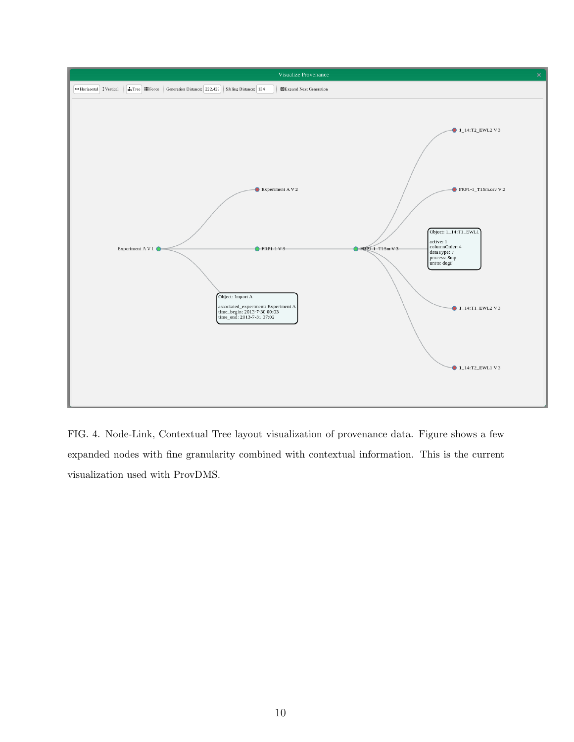FIG. 4. Node-Link, Contextual Tree layout visualization of provenance data. Figure shows a few expanded nodes with fine granularity combined with contextual information. This is the current visualization used with ProvDMS.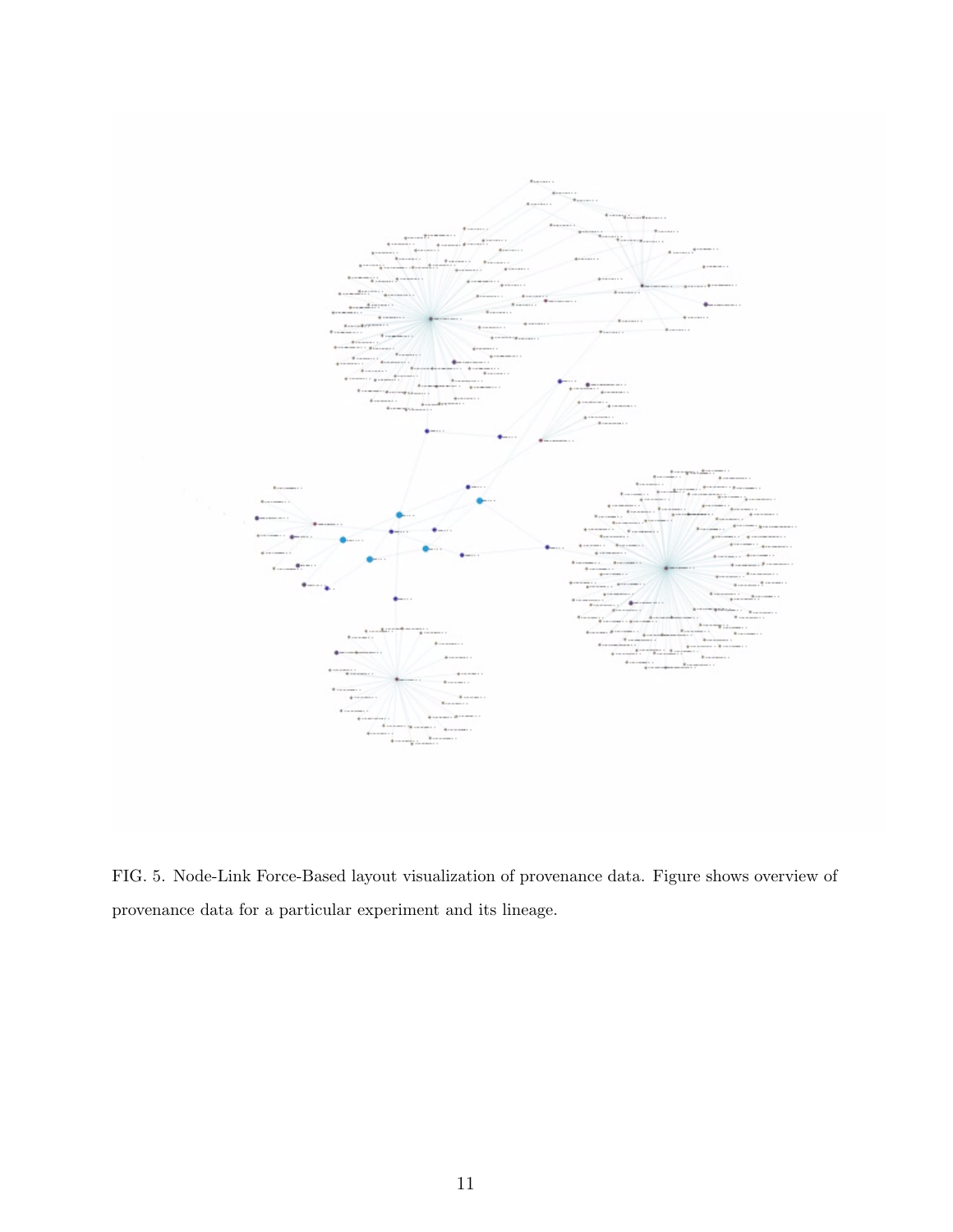FIG. 5. Node-Link Force-Based layout visualization of provenance data. Figure shows overview of provenance data for a particular experiment and its lineage.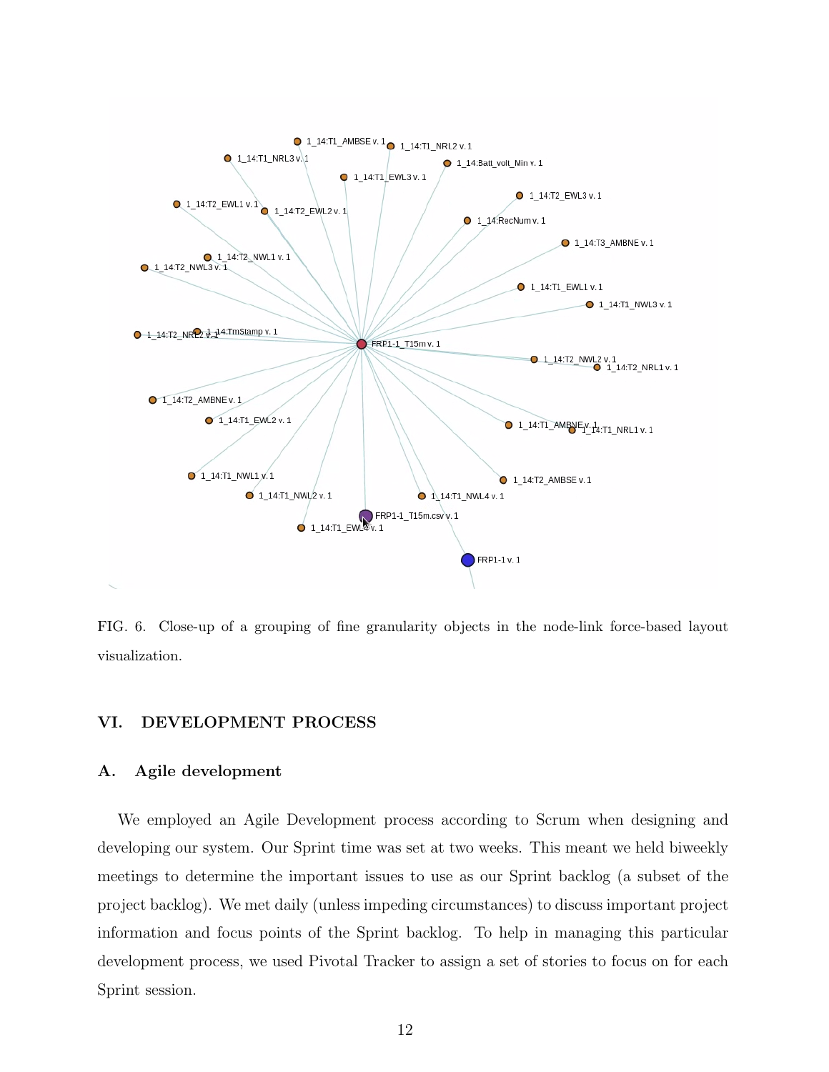FIG. 6. Close-up of a grouping of fine granularity objects in the node-link force-based layout visualization.

## VI. DEVELOPMENT PROCESS

### A. Agile development

We employed an Agile Development process according to Scrum when designing and developing our system. Our Sprint time was set at two weeks. This meant we held biweekly meetings to determine the important issues to use as our Sprint backlog (a subset of the project backlog). We met daily (unless impeding circumstances) to discuss important project information and focus points of the Sprint backlog. To help in managing this particular development process, we used Pivotal Tracker to assign a set of stories to focus on for each Sprint session.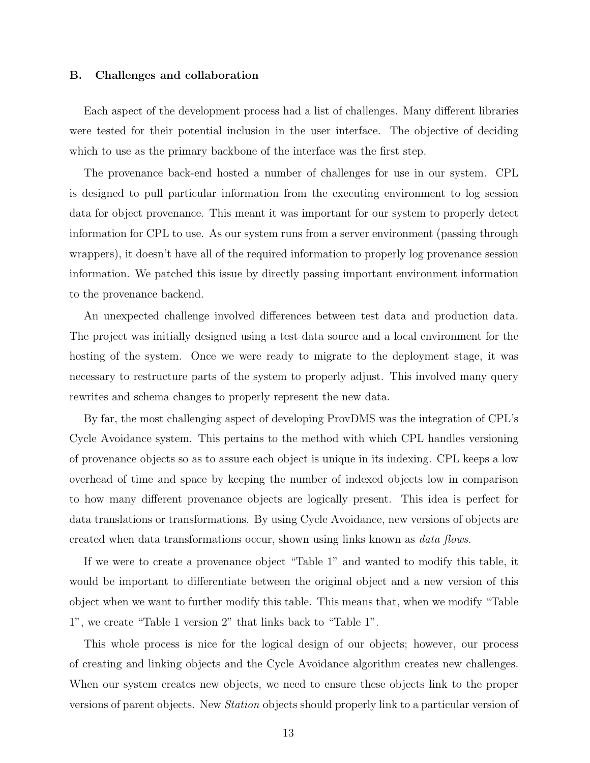### B. Challenges and collaboration

Each aspect of the development process had a list of challenges. Many different libraries were tested for their potential inclusion in the user interface. The objective of deciding which to use as the primary backbone of the interface was the first step.

The provenance back-end hosted a number of challenges for use in our system. CPL is designed to pull particular information from the executing environment to log session data for object provenance. This meant it was important for our system to properly detect information for CPL to use. As our system runs from a server environment (passing through wrappers), it doesn't have all of the required information to properly log provenance session information. We patched this issue by directly passing important environment information to the provenance backend.

An unexpected challenge involved differences between test data and production data. The project was initially designed using a test data source and a local environment for the hosting of the system. Once we were ready to migrate to the deployment stage, it was necessary to restructure parts of the system to properly adjust. This involved many query rewrites and schema changes to properly represent the new data.

By far, the most challenging aspect of developing ProvDMS was the integration of CPL's Cycle Avoidance system. This pertains to the method with which CPL handles versioning of provenance objects so as to assure each object is unique in its indexing. CPL keeps a low overhead of time and space by keeping the number of indexed objects low in comparison to how many different provenance objects are logically present. This idea is perfect for data translations or transformations. By using Cycle Avoidance, new versions of objects are created when data transformations occur, shown using links known as *data flows*.

If we were to create a provenance object "Table 1" and wanted to modify this table, it would be important to differentiate between the original object and a new version of this object when we want to further modify this table. This means that, when we modify "Table 1", we create "Table 1 version 2" that links back to "Table 1".

This whole process is nice for the logical design of our objects; however, our process of creating and linking objects and the Cycle Avoidance algorithm creates new challenges. When our system creates new objects, we need to ensure these objects link to the proper versions of parent objects. New *Station* objects should properly link to a particular version of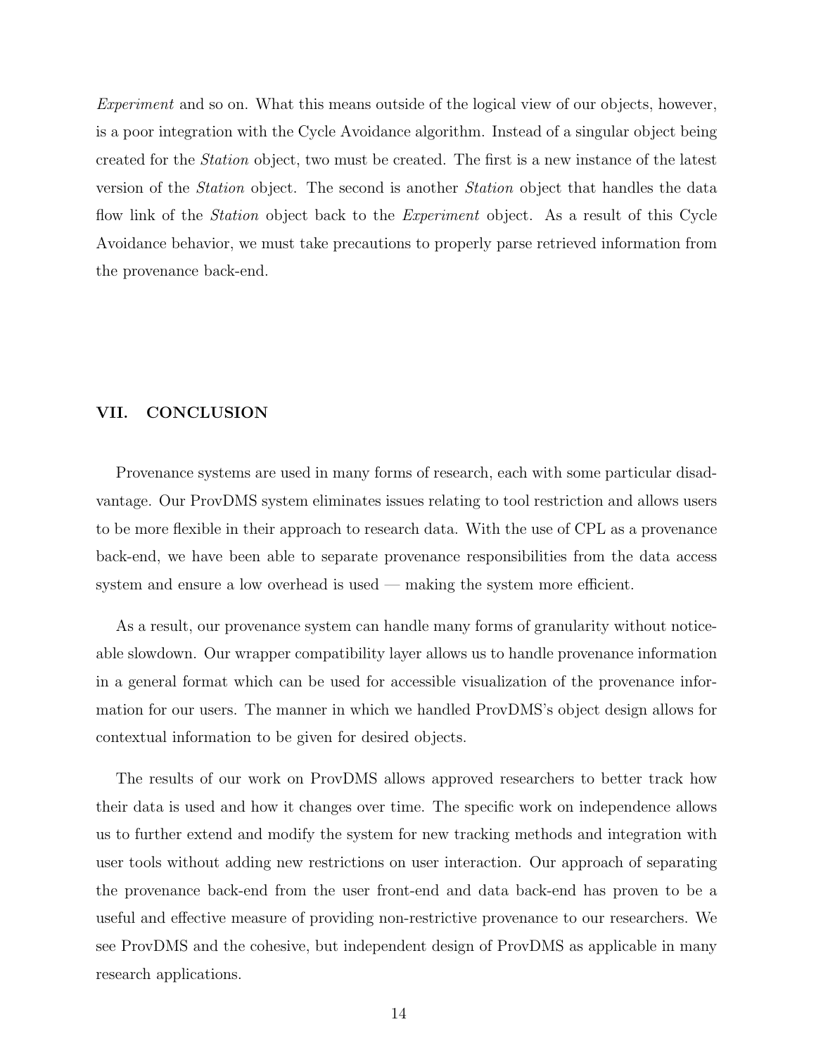*Experiment* and so on. What this means outside of the logical view of our objects, however, is a poor integration with the Cycle Avoidance algorithm. Instead of a singular object being created for the *Station* object, two must be created. The first is a new instance of the latest version of the *Station* object. The second is another *Station* object that handles the data flow link of the *Station* object back to the *Experiment* object. As a result of this Cycle Avoidance behavior, we must take precautions to properly parse retrieved information from the provenance back-end.

## VII. CONCLUSION

Provenance systems are used in many forms of research, each with some particular disadvantage. Our ProvDMS system eliminates issues relating to tool restriction and allows users to be more flexible in their approach to research data. With the use of CPL as a provenance back-end, we have been able to separate provenance responsibilities from the data access system and ensure a low overhead is used — making the system more efficient.

As a result, our provenance system can handle many forms of granularity without noticeable slowdown. Our wrapper compatibility layer allows us to handle provenance information in a general format which can be used for accessible visualization of the provenance information for our users. The manner in which we handled ProvDMS's object design allows for contextual information to be given for desired objects.

The results of our work on ProvDMS allows approved researchers to better track how their data is used and how it changes over time. The specific work on independence allows us to further extend and modify the system for new tracking methods and integration with user tools without adding new restrictions on user interaction. Our approach of separating the provenance back-end from the user front-end and data back-end has proven to be a useful and effective measure of providing non-restrictive provenance to our researchers. We see ProvDMS and the cohesive, but independent design of ProvDMS as applicable in many research applications.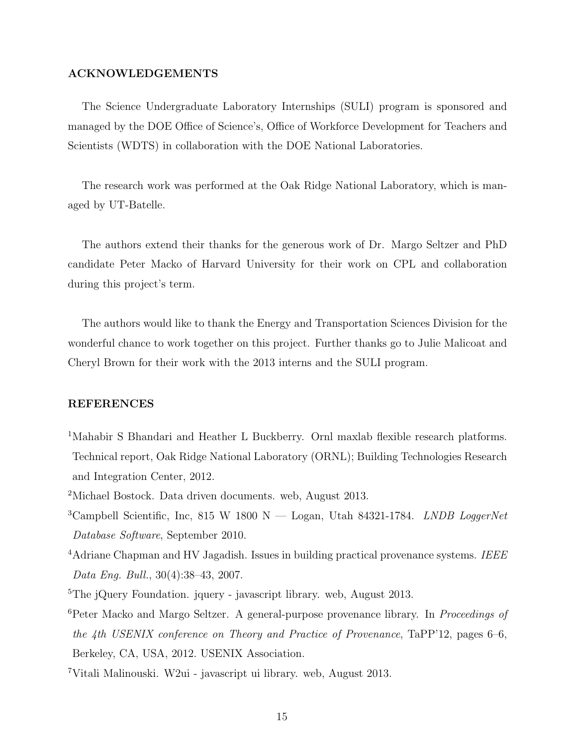## ACKNOWLEDGEMENTS

The Science Undergraduate Laboratory Internships (SULI) program is sponsored and managed by the DOE Office of Science's, Office of Workforce Development for Teachers and Scientists (WDTS) in collaboration with the DOE National Laboratories.

The research work was performed at the Oak Ridge National Laboratory, which is managed by UT-Batelle.

The authors extend their thanks for the generous work of Dr. Margo Seltzer and PhD candidate Peter Macko of Harvard University for their work on CPL and collaboration during this project's term.

The authors would like to thank the Energy and Transportation Sciences Division for the wonderful chance to work together on this project. Further thanks go to Julie Malicoat and Cheryl Brown for their work with the 2013 interns and the SULI program.

## REFERENCES

[1] Mahabir S Bhandari and Heather L Buckberry. Ornl maxlab flexible research platforms. Technical report, Oak Ridge National Laboratory (ORNL); Building Technologies Research and Integration Center, 2012.

[2] Michael Bostock. Data driven documents. web, August 2013.

[3] Campbell Scientific, Inc, 815 W 1800 N — Logan, Utah 84321-1784. *LNDB LoggerNet Database Software*, September 2010.

[4] Adriane Chapman and HV Jagadish. Issues in building practical provenance systems. *IEEE Data Eng. Bull.*, 30(4):38–43, 2007.

[5] The jQuery Foundation. jquery - javascript library. web, August 2013.

[6] Peter Macko and Margo Seltzer. A general-purpose provenance library. In *Proceedings of the 4th USENIX conference on Theory and Practice of Provenance*, TaPP'12, pages 6–6, Berkeley, CA, USA, 2012. USENIX Association.

[7] Vitali Malinouski. W2ui - javascript ui library. web, August 2013.